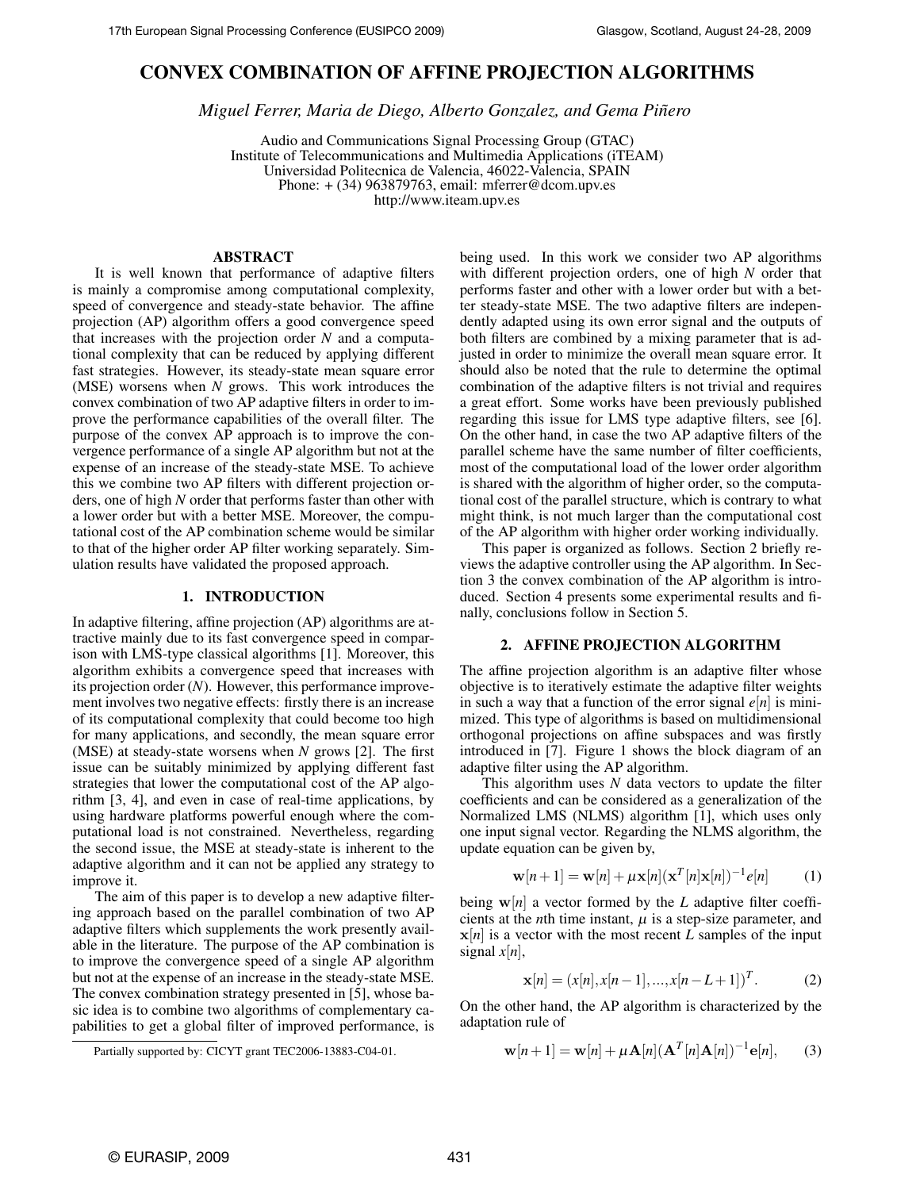# CONVEX COMBINATION OF AFFINE PROJECTION ALGORITHMS

*Miguel Ferrer, Maria de Diego, Alberto Gonzalez, and Gema Piñero*

Audio and Communications Signal Processing Group (GTAC)
Institute of Telecommunications and Multimedia Applications (iTEAM)
Universidad Politecnica de Valencia, 46022-Valencia, SPAIN
Phone: + (34) 963879763, email: mferrer@dcom.upv.es
http://www.iteam.upv.es

## ABSTRACT

It is well known that performance of adaptive filters is mainly a compromise among computational complexity, speed of convergence and steady-state behavior. The affine projection (AP) algorithm offers a good convergence speed that increases with the projection order $N$ and a computational complexity that can be reduced by applying different fast strategies. However, its steady-state mean square error (MSE) worsens when $N$ grows. This work introduces the convex combination of two AP adaptive filters in order to improve the performance capabilities of the overall filter. The purpose of the convex AP approach is to improve the convergence performance of a single AP algorithm but not at the expense of an increase of the steady-state MSE. To achieve this we combine two AP filters with different projection orders, one of high $N$ order that performs faster than other with a lower order but with a better MSE. Moreover, the computational cost of the AP combination scheme would be similar to that of the higher order AP filter working separately. Simulation results have validated the proposed approach.

## 1. INTRODUCTION

In adaptive filtering, affine projection (AP) algorithms are attractive mainly due to its fast convergence speed in comparison with LMS-type classical algorithms [1]. Moreover, this algorithm exhibits a convergence speed that increases with its projection order ($N$). However, this performance improvement involves two negative effects: firstly there is an increase of its computational complexity that could become too high for many applications, and secondly, the mean square error (MSE) at steady-state worsens when $N$ grows [2]. The first issue can be suitably minimized by applying different fast strategies that lower the computational cost of the AP algorithm [3, 4], and even in case of real-time applications, by using hardware platforms powerful enough where the computational load is not constrained. Nevertheless, regarding the second issue, the MSE at steady-state is inherent to the adaptive algorithm and it can not be applied any strategy to improve it.

The aim of this paper is to develop a new adaptive filtering approach based on the parallel combination of two AP adaptive filters which supplements the work presently available in the literature. The purpose of the AP combination is to improve the convergence speed of a single AP algorithm but not at the expense of an increase in the steady-state MSE. The convex combination strategy presented in [5], whose basic idea is to combine two algorithms of complementary capabilities to get a global filter of improved performance, is being used. In this work we consider two AP algorithms with different projection orders, one of high $N$ order that performs faster and other with a lower order but with a better steady-state MSE. The two adaptive filters are independently adapted using its own error signal and the outputs of both filters are combined by a mixing parameter that is adjusted in order to minimize the overall mean square error. It should also be noted that the rule to determine the optimal combination of the adaptive filters is not trivial and requires a great effort. Some works have been previously published regarding this issue for LMS type adaptive filters, see [6]. On the other hand, in case the two AP adaptive filters of the parallel scheme have the same number of filter coefficients, most of the computational load of the lower order algorithm is shared with the algorithm of higher order, so the computational cost of the parallel structure, which is contrary to what might think, is not much larger than the computational cost of the AP algorithm with higher order working individually.

This paper is organized as follows. Section 2 briefly reviews the adaptive controller using the AP algorithm. In Section 3 the convex combination of the AP algorithm is introduced. Section 4 presents some experimental results and finally, conclusions follow in Section 5.

## 2. AFFINE PROJECTION ALGORITHM

The affine projection algorithm is an adaptive filter whose objective is to iteratively estimate the adaptive filter weights in such a way that a function of the error signal $e[n]$ is minimized. This type of algorithms is based on multidimensional orthogonal projections on affine subspaces and was firstly introduced in [7]. Figure 1 shows the block diagram of an adaptive filter using the AP algorithm.

This algorithm uses $N$ data vectors to update the filter coefficients and can be considered as a generalization of the Normalized LMS (NLMS) algorithm [1], which uses only one input signal vector. Regarding the NLMS algorithm, the update equation can be given by,

$$\mathbf{w}[n+1] = \mathbf{w}[n] + \mu \mathbf{x}[n](\mathbf{x}^T[n]\mathbf{x}[n])^{-1}e[n] \qquad (1)$$

being $\mathbf{w}[n]$ a vector formed by the $L$ adaptive filter coefficients at the $n$th time instant, $\mu$ is a step-size parameter, and $\mathbf{x}[n]$ is a vector with the most recent $L$ samples of the input signal $x[n]$,

$$\mathbf{x}[n] = (x[n], x[n-1], ..., x[n-L+1])^T. \qquad (2)$$

On the other hand, the AP algorithm is characterized by the adaptation rule of

$$\mathbf{w}[n+1] = \mathbf{w}[n] + \mu \mathbf{A}[n](\mathbf{A}^T[n]\mathbf{A}[n])^{-1}\mathbf{e}[n], \qquad (3)$$

Partially supported by: CICYT grant TEC2006-13883-C04-01.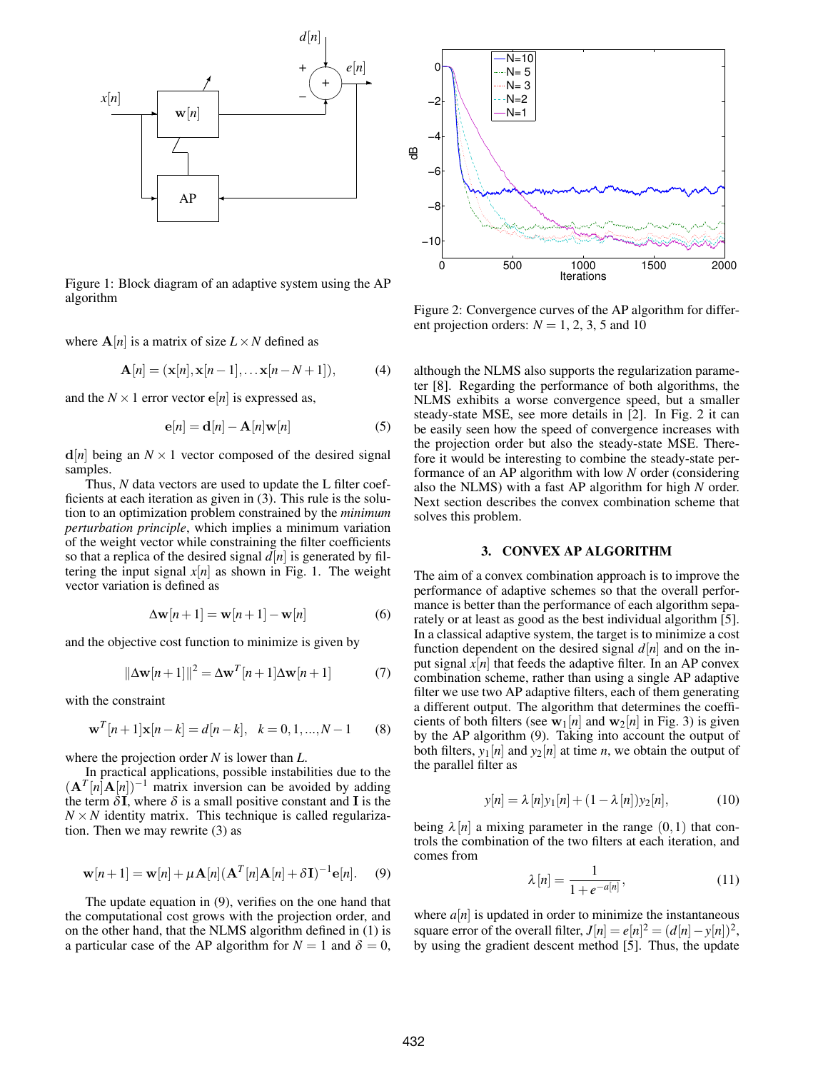x[n]

w[n]

AP

d[n]

e[n]

+

−

Figure 1: Block diagram of an adaptive system using the AP algorithm

where $\mathbf{A}[n]$ is a matrix of size $L \times N$ defined as

$$\mathbf{A}[n] = (\mathbf{x}[n], \mathbf{x}[n-1], \ldots \mathbf{x}[n-N+1]), \quad (4)$$

and the $N \times 1$ error vector $\mathbf{e}[n]$ is expressed as,

$$\mathbf{e}[n] = \mathbf{d}[n] - \mathbf{A}[n]\mathbf{w}[n] \quad (5)$$

$\mathbf{d}[n]$ being an $N \times 1$ vector composed of the desired signal samples.

Thus, $N$ data vectors are used to update the L filter coefficients at each iteration as given in (3). This rule is the solution to an optimization problem constrained by the *minimum perturbation principle*, which implies a minimum variation of the weight vector while constraining the filter coefficients so that a replica of the desired signal $d[n]$ is generated by filtering the input signal $x[n]$ as shown in Fig. 1. The weight vector variation is defined as

$$\Delta\mathbf{w}[n+1] = \mathbf{w}[n+1] - \mathbf{w}[n] \quad (6)$$

and the objective cost function to minimize is given by

$$\|\Delta\mathbf{w}[n+1]\|^2 = \Delta\mathbf{w}^T[n+1]\Delta\mathbf{w}[n+1] \quad (7)$$

with the constraint

$$\mathbf{w}^T[n+1]\mathbf{x}[n-k] = d[n-k], \quad k = 0, 1, ..., N-1 \quad (8)$$

where the projection order $N$ is lower than $L$.

In practical applications, possible instabilities due to the $(\mathbf{A}^T[n]\mathbf{A}[n])^{-1}$ matrix inversion can be avoided by adding the term $\delta\mathbf{I}$, where $\delta$ is a small positive constant and $\mathbf{I}$ is the $N \times N$ identity matrix. This technique is called regularization. Then we may rewrite (3) as

$$\mathbf{w}[n+1] = \mathbf{w}[n] + \mu\mathbf{A}[n](\mathbf{A}^T[n]\mathbf{A}[n] + \delta\mathbf{I})^{-1}\mathbf{e}[n]. \quad (9)$$

The update equation in (9), verifies on the one hand that the computational cost grows with the projection order, and on the other hand, that the NLMS algorithm defined in (1) is a particular case of the AP algorithm for $N = 1$ and $\delta = 0$, although the NLMS also supports the regularization parameter [8]. Regarding the performance of both algorithms, the NLMS exhibits a worse convergence speed, but a smaller steady-state MSE, see more details in [2]. In Fig. 2 it can be easily seen how the speed of convergence increases with the projection order but also the steady-state MSE. Therefore it would be interesting to combine the steady-state performance of an AP algorithm with low $N$ order (considering also the NLMS) with a fast AP algorithm for high $N$ order. Next section describes the convex combination scheme that solves this problem.

N=10
N= 5
N= 3
N=2
N=1

dB

0
−2
−4
−6
−8
−10

0 500 1000 1500 2000

Iterations

Figure 2: Convergence curves of the AP algorithm for different projection orders: $N$ = 1, 2, 3, 5 and 10

## 3. CONVEX AP ALGORITHM

The aim of a convex combination approach is to improve the performance of adaptive schemes so that the overall performance is better than the performance of each algorithm separately or at least as good as the best individual algorithm [5]. In a classical adaptive system, the target is to minimize a cost function dependent on the desired signal $d[n]$ and on the input signal $x[n]$ that feeds the adaptive filter. In an AP convex combination scheme, rather than using a single AP adaptive filter we use two AP adaptive filters, each of them generating a different output. The algorithm that determines the coefficients of both filters (see $\mathbf{w}_1[n]$ and $\mathbf{w}_2[n]$ in Fig. 3) is given by the AP algorithm (9). Taking into account the output of both filters, $y_1[n]$ and $y_2[n]$ at time $n$, we obtain the output of the parallel filter as

$$y[n] = \lambda[n]y_1[n] + (1 - \lambda[n])y_2[n], \quad (10)$$

being $\lambda[n]$ a mixing parameter in the range $(0, 1)$ that controls the combination of the two filters at each iteration, and comes from

$$\lambda[n] = \frac{1}{1 + e^{-a[n]}}, \quad (11)$$

where $a[n]$ is updated in order to minimize the instantaneous square error of the overall filter, $J[n] = e[n]^2 = (d[n] - y[n])^2$, by using the gradient descent method [5]. Thus, the update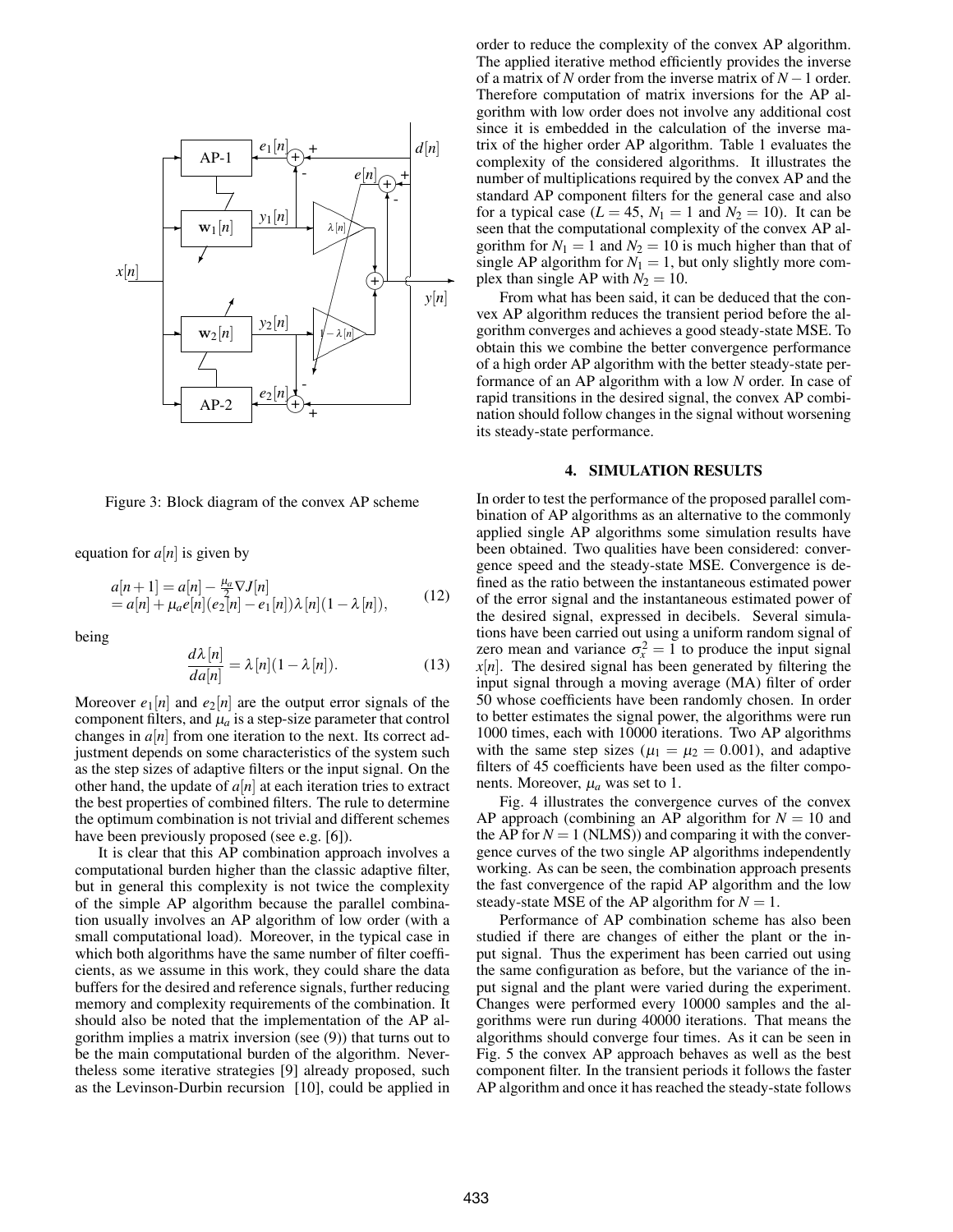Figure 3: Block diagram of the convex AP scheme

equation for $a[n]$ is given by

$$
\begin{aligned}
a[n+1] &= a[n] - \frac{\mu_a}{2}\nabla J[n] \\
&= a[n] + \mu_a e[n](e_2[n] - e_1[n])\lambda[n](1-\lambda[n]),
\end{aligned} \tag{12}
$$

being

$$
\frac{d\lambda[n]}{da[n]} = \lambda[n](1-\lambda[n]). \tag{13}
$$

Moreover $e_1[n]$ and $e_2[n]$ are the output error signals of the component filters, and $\mu_a$ is a step-size parameter that control changes in $a[n]$ from one iteration to the next. Its correct adjustment depends on some characteristics of the system such as the step sizes of adaptive filters or the input signal. On the other hand, the update of $a[n]$ at each iteration tries to extract the best properties of combined filters. The rule to determine the optimum combination is not trivial and different schemes have been previously proposed (see e.g. [6]).

It is clear that this AP combination approach involves a computational burden higher than the classic adaptive filter, but in general this complexity is not twice the complexity of the simple AP algorithm because the parallel combination usually involves an AP algorithm of low order (with a small computational load). Moreover, in the typical case in which both algorithms have the same number of filter coefficients, as we assume in this work, they could share the data buffers for the desired and reference signals, further reducing memory and complexity requirements of the combination. It should also be noted that the implementation of the AP algorithm implies a matrix inversion (see (9)) that turns out to be the main computational burden of the algorithm. Nevertheless some iterative strategies [9] already proposed, such as the Levinson-Durbin recursion [10], could be applied in order to reduce the complexity of the convex AP algorithm. The applied iterative method efficiently provides the inverse of a matrix of $N$ order from the inverse matrix of $N-1$ order. Therefore computation of matrix inversions for the AP algorithm with low order does not involve any additional cost since it is embedded in the calculation of the inverse matrix of the higher order AP algorithm. Table 1 evaluates the complexity of the considered algorithms. It illustrates the number of multiplications required by the convex AP and the standard AP component filters for the general case and also for a typical case ($L = 45$, $N_1 = 1$ and $N_2 = 10$). It can be seen that the computational complexity of the convex AP algorithm for $N_1 = 1$ and $N_2 = 10$ is much higher than that of single AP algorithm for $N_1 = 1$, but only slightly more complex than single AP with $N_2 = 10$.

From what has been said, it can be deduced that the convex AP algorithm reduces the transient period before the algorithm converges and achieves a good steady-state MSE. To obtain this we combine the better convergence performance of a high order AP algorithm with the better steady-state performance of an AP algorithm with a low $N$ order. In case of rapid transitions in the desired signal, the convex AP combination should follow changes in the signal without worsening its steady-state performance.

## 4. SIMULATION RESULTS

In order to test the performance of the proposed parallel combination of AP algorithms as an alternative to the commonly applied single AP algorithms some simulation results have been obtained. Two qualities have been considered: convergence speed and the steady-state MSE. Convergence is defined as the ratio between the instantaneous estimated power of the error signal and the instantaneous estimated power of the desired signal, expressed in decibels. Several simulations have been carried out using a uniform random signal of zero mean and variance $\sigma_x^2 = 1$ to produce the input signal $x[n]$. The desired signal has been generated by filtering the input signal through a moving average (MA) filter of order 50 whose coefficients have been randomly chosen. In order to better estimates the signal power, the algorithms were run 1000 times, each with 10000 iterations. Two AP algorithms with the same step sizes ($\mu_1 = \mu_2 = 0.001$), and adaptive filters of 45 coefficients have been used as the filter components. Moreover, $\mu_a$ was set to 1.

Fig. 4 illustrates the convergence curves of the convex AP approach (combining an AP algorithm for $N = 10$ and the AP for $N = 1$ (NLMS)) and comparing it with the convergence curves of the two single AP algorithms independently working. As can be seen, the combination approach presents the fast convergence of the rapid AP algorithm and the low steady-state MSE of the AP algorithm for $N = 1$.

Performance of AP combination scheme has also been studied if there are changes of either the plant or the input signal. Thus the experiment has been carried out using the same configuration as before, but the variance of the input signal and the plant were varied during the experiment. Changes were performed every 10000 samples and the algorithms were run during 40000 iterations. That means the algorithms should converge four times. As it can be seen in Fig. 5 the convex AP approach behaves as well as the best component filter. In the transient periods it follows the faster AP algorithm and once it has reached the steady-state follows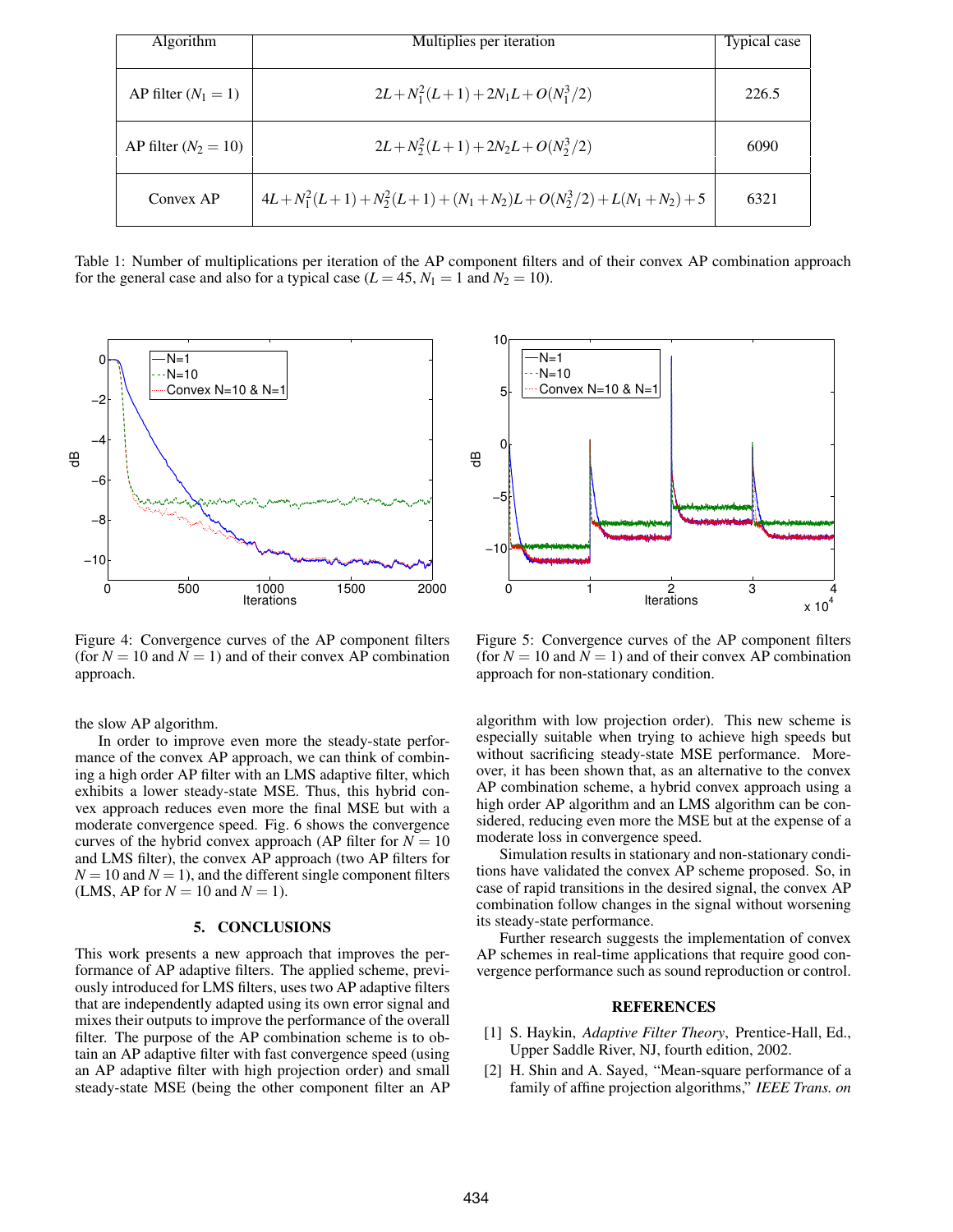| Algorithm | Multiplies per iteration | Typical case |
|---|---|---|
| AP filter ($N_1 = 1$) | $2L + N_1^2(L+1) + 2N_1L + O(N_1^3/2)$ | 226.5 |
| AP filter ($N_2 = 10$) | $2L + N_2^2(L+1) + 2N_2L + O(N_2^3/2)$ | 6090 |
| Convex AP | $4L + N_1^2(L+1) + N_2^2(L+1) + (N_1+N_2)L + O(N_2^3/2) + L(N_1+N_2) + 5$ | 6321 |

Table 1: Number of multiplications per iteration of the AP component filters and of their convex AP combination approach for the general case and also for a typical case ($L = 45$, $N_1 = 1$ and $N_2 = 10$).

Figure 4: Convergence curves of the AP component filters (for $N = 10$ and $N = 1$) and of their convex AP combination approach.

Figure 5: Convergence curves of the AP component filters (for $N = 10$ and $N = 1$) and of their convex AP combination approach for non-stationary condition.

the slow AP algorithm.

In order to improve even more the steady-state performance of the convex AP approach, we can think of combining a high order AP filter with an LMS adaptive filter, which exhibits a lower steady-state MSE. Thus, this hybrid convex approach reduces even more the final MSE but with a moderate convergence speed. Fig. 6 shows the convergence curves of the hybrid convex approach (AP filter for $N = 10$ and LMS filter), the convex AP approach (two AP filters for $N = 10$ and $N = 1$), and the different single component filters (LMS, AP for $N = 10$ and $N = 1$).

## 5. CONCLUSIONS

This work presents a new approach that improves the performance of AP adaptive filters. The applied scheme, previously introduced for LMS filters, uses two AP adaptive filters that are independently adapted using its own error signal and mixes their outputs to improve the performance of the overall filter. The purpose of the AP combination scheme is to obtain an AP adaptive filter with fast convergence speed (using an AP adaptive filter with high projection order) and small steady-state MSE (being the other component filter an AP algorithm with low projection order). This new scheme is especially suitable when trying to achieve high speeds but without sacrificing steady-state MSE performance. Moreover, it has been shown that, as an alternative to the convex AP combination scheme, a hybrid convex approach using a high order AP algorithm and an LMS algorithm can be considered, reducing even more the MSE but at the expense of a moderate loss in convergence speed.

Simulation results in stationary and non-stationary conditions have validated the convex AP scheme proposed. So, in case of rapid transitions in the desired signal, the convex AP combination follow changes in the signal without worsening its steady-state performance.

Further research suggests the implementation of convex AP schemes in real-time applications that require good convergence performance such as sound reproduction or control.

## REFERENCES

[1] S. Haykin, *Adaptive Filter Theory*, Prentice-Hall, Ed., Upper Saddle River, NJ, fourth edition, 2002.

[2] H. Shin and A. Sayed, "Mean-square performance of a family of affine projection algorithms," *IEEE Trans. on*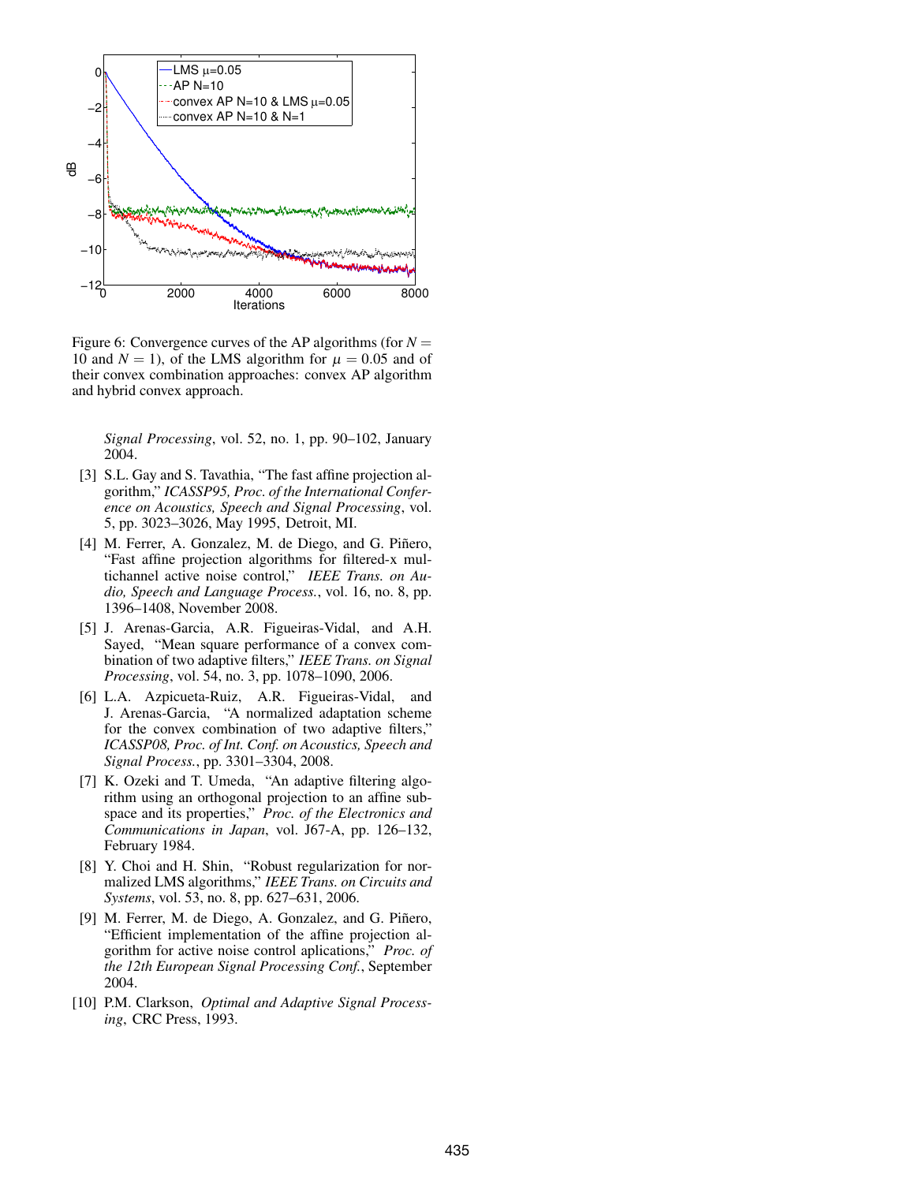dB

0
−2
−4
−6
−8
−10
−12

0
2000
4000
6000
8000

Iterations

LMS μ=0.05
AP N=10
convex AP N=10 & LMS μ=0.05
convex AP N=10 & N=1

Figure 6: Convergence curves of the AP algorithms (for $N = 10$ and $N = 1$), of the LMS algorithm for $\mu = 0.05$ and of their convex combination approaches: convex AP algorithm and hybrid convex approach.

*Signal Processing*, vol. 52, no. 1, pp. 90–102, January 2004.

[3] S.L. Gay and S. Tavathia, "The fast affine projection algorithm," *ICASSP95, Proc. of the International Conference on Acoustics, Speech and Signal Processing*, vol. 5, pp. 3023–3026, May 1995, Detroit, MI.

[4] M. Ferrer, A. Gonzalez, M. de Diego, and G. Piñero, "Fast affine projection algorithms for filtered-x multichannel active noise control," *IEEE Trans. on Audio, Speech and Language Process.*, vol. 16, no. 8, pp. 1396–1408, November 2008.

[5] J. Arenas-Garcia, A.R. Figueiras-Vidal, and A.H. Sayed, "Mean square performance of a convex combination of two adaptive filters," *IEEE Trans. on Signal Processing*, vol. 54, no. 3, pp. 1078–1090, 2006.

[6] L.A. Azpicueta-Ruiz, A.R. Figueiras-Vidal, and J. Arenas-Garcia, "A normalized adaptation scheme for the convex combination of two adaptive filters," *ICASSP08, Proc. of Int. Conf. on Acoustics, Speech and Signal Process.*, pp. 3301–3304, 2008.

[7] K. Ozeki and T. Umeda, "An adaptive filtering algorithm using an orthogonal projection to an affine subspace and its properties," *Proc. of the Electronics and Communications in Japan*, vol. J67-A, pp. 126–132, February 1984.

[8] Y. Choi and H. Shin, "Robust regularization for normalized LMS algorithms," *IEEE Trans. on Circuits and Systems*, vol. 53, no. 8, pp. 627–631, 2006.

[9] M. Ferrer, M. de Diego, A. Gonzalez, and G. Piñero, "Efficient implementation of the affine projection algorithm for active noise control aplications," *Proc. of the 12th European Signal Processing Conf.*, September 2004.

[10] P.M. Clarkson, *Optimal and Adaptive Signal Processing*, CRC Press, 1993.